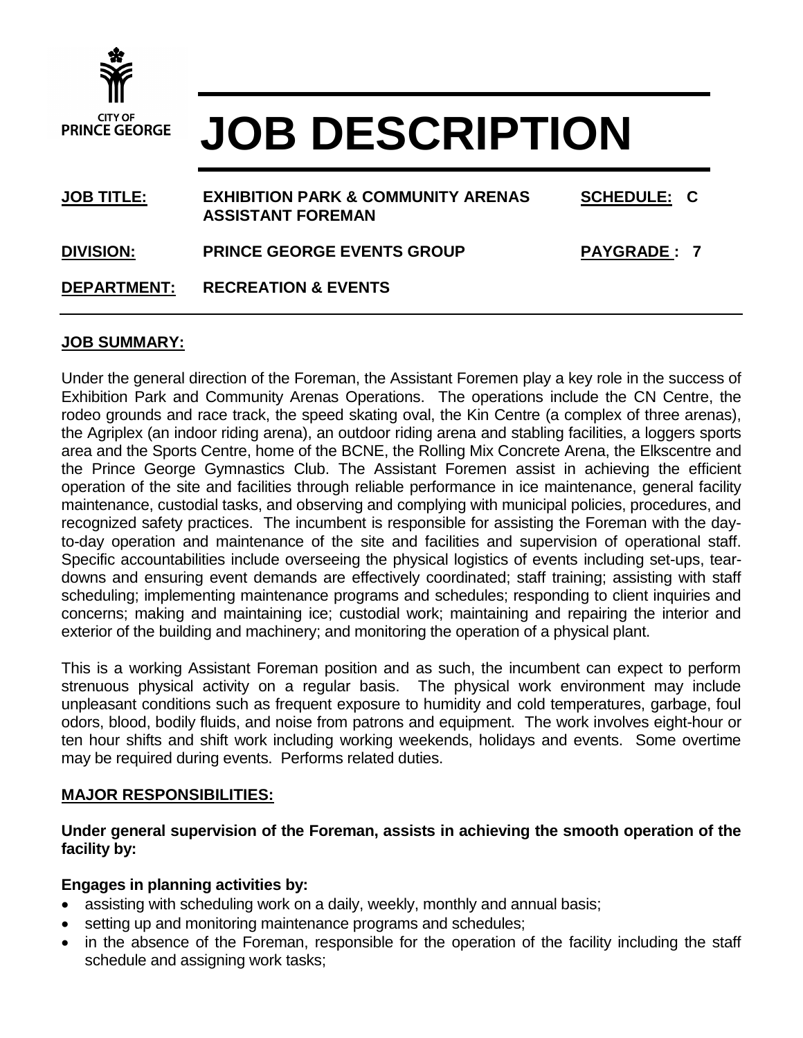CITY OF PRINCE GEORGE

# JOB DESCRIPTION

| | | | |
|---|---|---|---|
| **JOB TITLE:** | **EXHIBITION PARK & COMMUNITY ARENAS ASSISTANT FOREMAN** | **SCHEDULE:** | **C** |
| **DIVISION:** | **PRINCE GEORGE EVENTS GROUP** | **PAYGRADE :** | **7** |
| **DEPARTMENT:** | **RECREATION & EVENTS** | | |

## JOB SUMMARY:

Under the general direction of the Foreman, the Assistant Foremen play a key role in the success of Exhibition Park and Community Arenas Operations. The operations include the CN Centre, the rodeo grounds and race track, the speed skating oval, the Kin Centre (a complex of three arenas), the Agriplex (an indoor riding arena), an outdoor riding arena and stabling facilities, a loggers sports area and the Sports Centre, home of the BCNE, the Rolling Mix Concrete Arena, the Elkscentre and the Prince George Gymnastics Club. The Assistant Foremen assist in achieving the efficient operation of the site and facilities through reliable performance in ice maintenance, general facility maintenance, custodial tasks, and observing and complying with municipal policies, procedures, and recognized safety practices. The incumbent is responsible for assisting the Foreman with the day-to-day operation and maintenance of the site and facilities and supervision of operational staff. Specific accountabilities include overseeing the physical logistics of events including set-ups, tear-downs and ensuring event demands are effectively coordinated; staff training; assisting with staff scheduling; implementing maintenance programs and schedules; responding to client inquiries and concerns; making and maintaining ice; custodial work; maintaining and repairing the interior and exterior of the building and machinery; and monitoring the operation of a physical plant.

This is a working Assistant Foreman position and as such, the incumbent can expect to perform strenuous physical activity on a regular basis. The physical work environment may include unpleasant conditions such as frequent exposure to humidity and cold temperatures, garbage, foul odors, blood, bodily fluids, and noise from patrons and equipment. The work involves eight-hour or ten hour shifts and shift work including working weekends, holidays and events. Some overtime may be required during events. Performs related duties.

## MAJOR RESPONSIBILITIES:

**Under general supervision of the Foreman, assists in achieving the smooth operation of the facility by:**

**Engages in planning activities by:**

- assisting with scheduling work on a daily, weekly, monthly and annual basis;
- setting up and monitoring maintenance programs and schedules;
- in the absence of the Foreman, responsible for the operation of the facility including the staff schedule and assigning work tasks;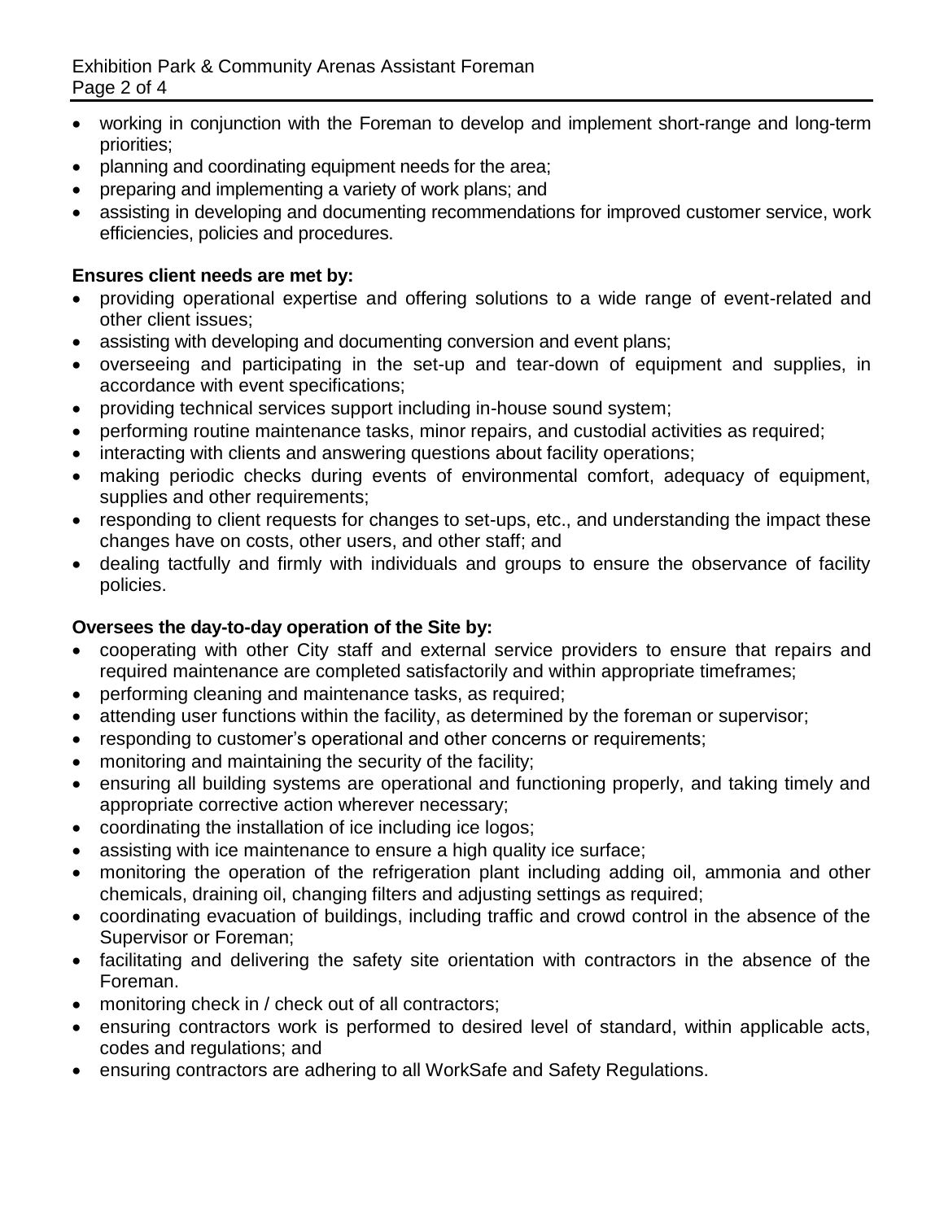- working in conjunction with the Foreman to develop and implement short-range and long-term priorities;
- planning and coordinating equipment needs for the area;
- preparing and implementing a variety of work plans; and
- assisting in developing and documenting recommendations for improved customer service, work efficiencies, policies and procedures.

**Ensures client needs are met by:**

- providing operational expertise and offering solutions to a wide range of event-related and other client issues;
- assisting with developing and documenting conversion and event plans;
- overseeing and participating in the set-up and tear-down of equipment and supplies, in accordance with event specifications;
- providing technical services support including in-house sound system;
- performing routine maintenance tasks, minor repairs, and custodial activities as required;
- interacting with clients and answering questions about facility operations;
- making periodic checks during events of environmental comfort, adequacy of equipment, supplies and other requirements;
- responding to client requests for changes to set-ups, etc., and understanding the impact these changes have on costs, other users, and other staff; and
- dealing tactfully and firmly with individuals and groups to ensure the observance of facility policies.

**Oversees the day-to-day operation of the Site by:**

- cooperating with other City staff and external service providers to ensure that repairs and required maintenance are completed satisfactorily and within appropriate timeframes;
- performing cleaning and maintenance tasks, as required;
- attending user functions within the facility, as determined by the foreman or supervisor;
- responding to customer's operational and other concerns or requirements;
- monitoring and maintaining the security of the facility;
- ensuring all building systems are operational and functioning properly, and taking timely and appropriate corrective action wherever necessary;
- coordinating the installation of ice including ice logos;
- assisting with ice maintenance to ensure a high quality ice surface;
- monitoring the operation of the refrigeration plant including adding oil, ammonia and other chemicals, draining oil, changing filters and adjusting settings as required;
- coordinating evacuation of buildings, including traffic and crowd control in the absence of the Supervisor or Foreman;
- facilitating and delivering the safety site orientation with contractors in the absence of the Foreman.
- monitoring check in / check out of all contractors;
- ensuring contractors work is performed to desired level of standard, within applicable acts, codes and regulations; and
- ensuring contractors are adhering to all WorkSafe and Safety Regulations.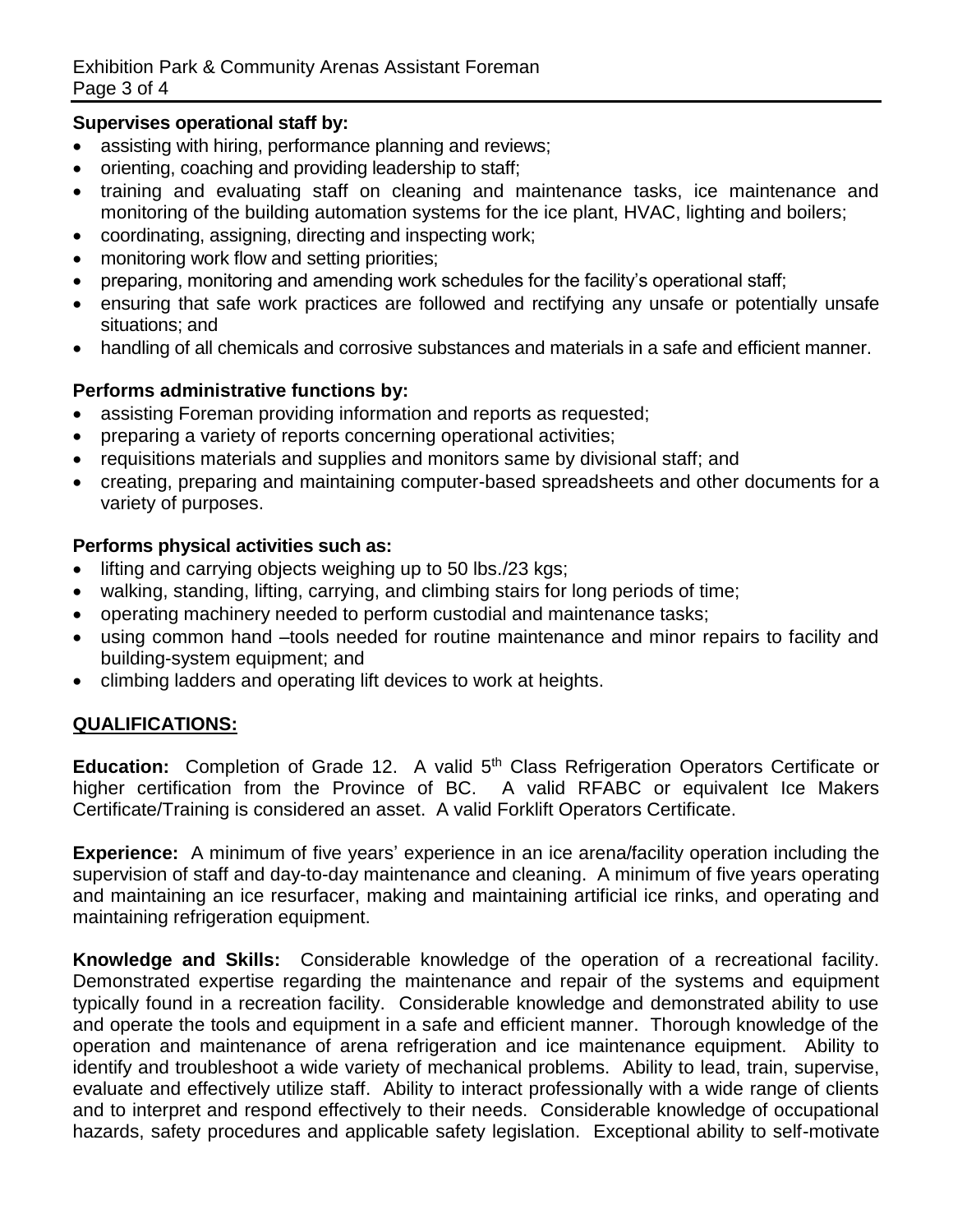**Supervises operational staff by:**

- assisting with hiring, performance planning and reviews;
- orienting, coaching and providing leadership to staff;
- training and evaluating staff on cleaning and maintenance tasks, ice maintenance and monitoring of the building automation systems for the ice plant, HVAC, lighting and boilers;
- coordinating, assigning, directing and inspecting work;
- monitoring work flow and setting priorities;
- preparing, monitoring and amending work schedules for the facility's operational staff;
- ensuring that safe work practices are followed and rectifying any unsafe or potentially unsafe situations; and
- handling of all chemicals and corrosive substances and materials in a safe and efficient manner.

**Performs administrative functions by:**

- assisting Foreman providing information and reports as requested;
- preparing a variety of reports concerning operational activities;
- requisitions materials and supplies and monitors same by divisional staff; and
- creating, preparing and maintaining computer-based spreadsheets and other documents for a variety of purposes.

**Performs physical activities such as:**

- lifting and carrying objects weighing up to 50 lbs./23 kgs;
- walking, standing, lifting, carrying, and climbing stairs for long periods of time;
- operating machinery needed to perform custodial and maintenance tasks;
- using common hand –tools needed for routine maintenance and minor repairs to facility and building-system equipment; and
- climbing ladders and operating lift devices to work at heights.

## QUALIFICATIONS:

**Education:** Completion of Grade 12. A valid 5th Class Refrigeration Operators Certificate or higher certification from the Province of BC. A valid RFABC or equivalent Ice Makers Certificate/Training is considered an asset. A valid Forklift Operators Certificate.

**Experience:** A minimum of five years' experience in an ice arena/facility operation including the supervision of staff and day-to-day maintenance and cleaning. A minimum of five years operating and maintaining an ice resurfacer, making and maintaining artificial ice rinks, and operating and maintaining refrigeration equipment.

**Knowledge and Skills:** Considerable knowledge of the operation of a recreational facility. Demonstrated expertise regarding the maintenance and repair of the systems and equipment typically found in a recreation facility. Considerable knowledge and demonstrated ability to use and operate the tools and equipment in a safe and efficient manner. Thorough knowledge of the operation and maintenance of arena refrigeration and ice maintenance equipment. Ability to identify and troubleshoot a wide variety of mechanical problems. Ability to lead, train, supervise, evaluate and effectively utilize staff. Ability to interact professionally with a wide range of clients and to interpret and respond effectively to their needs. Considerable knowledge of occupational hazards, safety procedures and applicable safety legislation. Exceptional ability to self-motivate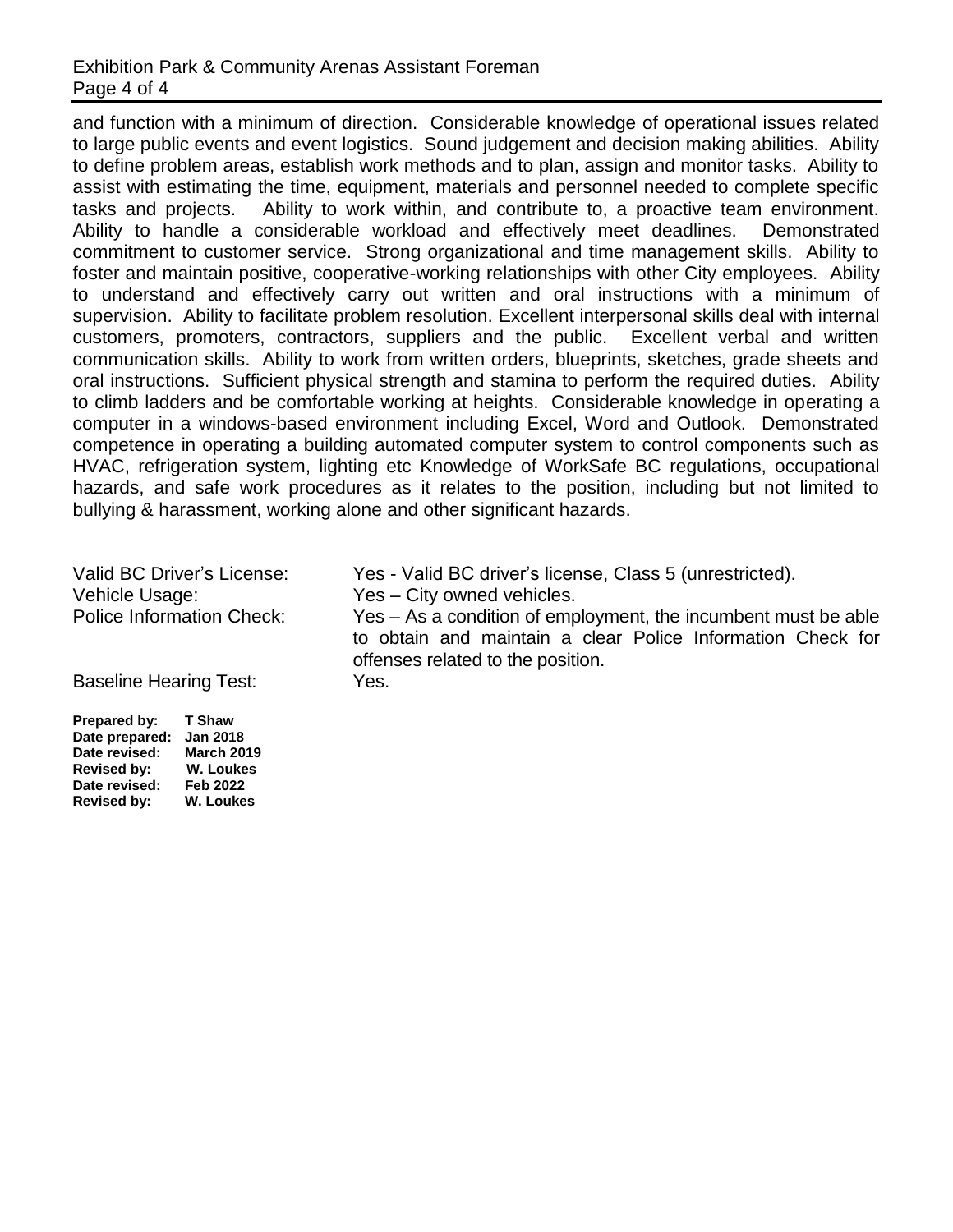and function with a minimum of direction. Considerable knowledge of operational issues related to large public events and event logistics. Sound judgement and decision making abilities. Ability to define problem areas, establish work methods and to plan, assign and monitor tasks. Ability to assist with estimating the time, equipment, materials and personnel needed to complete specific tasks and projects. Ability to work within, and contribute to, a proactive team environment. Ability to handle a considerable workload and effectively meet deadlines. Demonstrated commitment to customer service. Strong organizational and time management skills. Ability to foster and maintain positive, cooperative-working relationships with other City employees. Ability to understand and effectively carry out written and oral instructions with a minimum of supervision. Ability to facilitate problem resolution. Excellent interpersonal skills deal with internal customers, promoters, contractors, suppliers and the public. Excellent verbal and written communication skills. Ability to work from written orders, blueprints, sketches, grade sheets and oral instructions. Sufficient physical strength and stamina to perform the required duties. Ability to climb ladders and be comfortable working at heights. Considerable knowledge in operating a computer in a windows-based environment including Excel, Word and Outlook. Demonstrated competence in operating a building automated computer system to control components such as HVAC, refrigeration system, lighting etc Knowledge of WorkSafe BC regulations, occupational hazards, and safe work procedures as it relates to the position, including but not limited to bullying & harassment, working alone and other significant hazards.

| | |
|---|---|
| Valid BC Driver's License: | Yes - Valid BC driver's license, Class 5 (unrestricted). |
| Vehicle Usage: | Yes – City owned vehicles. |
| Police Information Check: | Yes – As a condition of employment, the incumbent must be able to obtain and maintain a clear Police Information Check for offenses related to the position. |
| Baseline Hearing Test: | Yes. |

**Prepared by:** **T Shaw**
**Date prepared:** **Jan 2018**
**Date revised:** **March 2019**
**Revised by:** **W. Loukes**
**Date revised:** **Feb 2022**
**Revised by:** **W. Loukes**